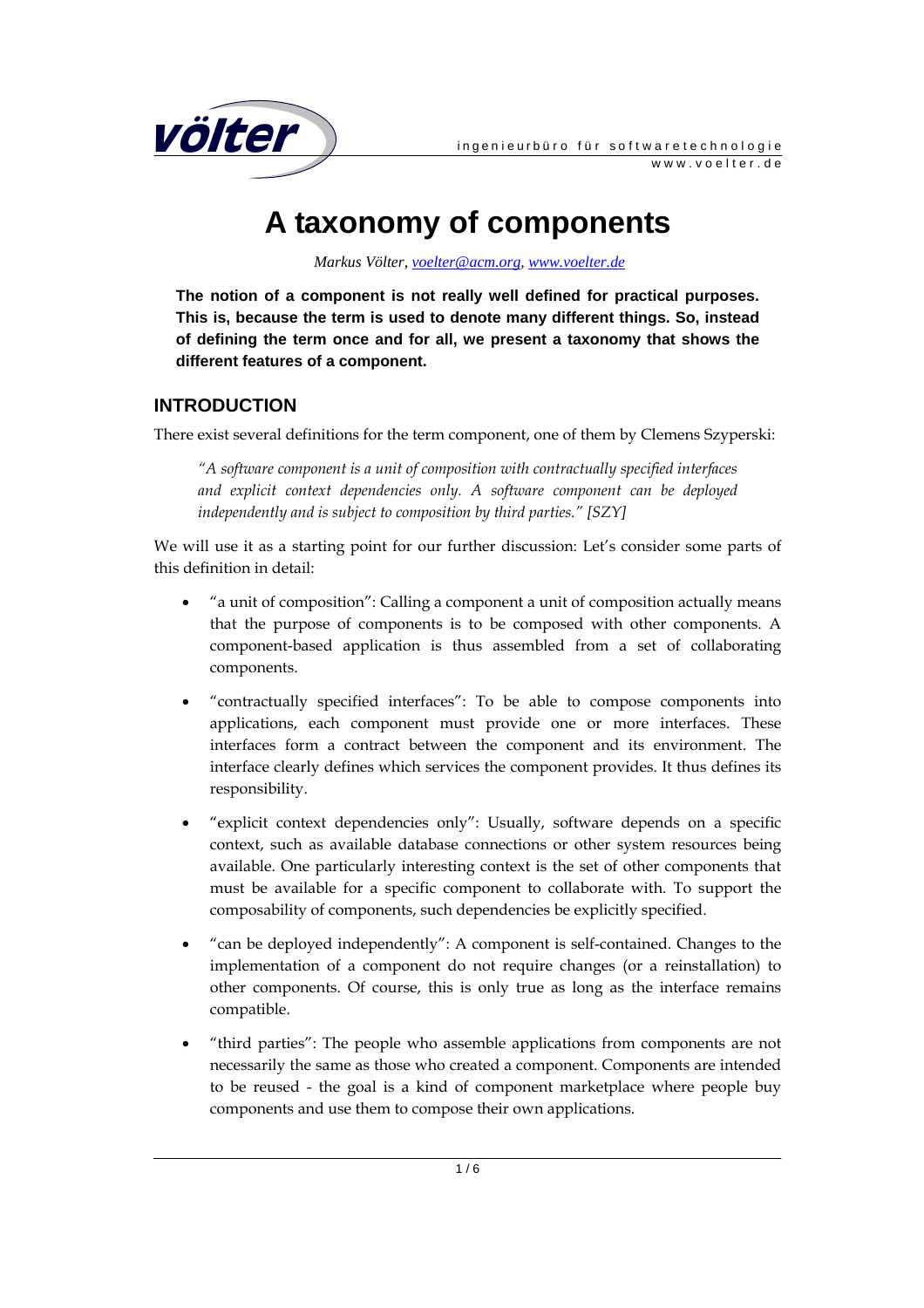# A taxonomy of components

*Markus Völter, [voelter@acm.org](mailto:voelter@acm.org), [www.voelter.de](http://www.voelter.de)*

**The notion of a component is not really well defined for practical purposes. This is, because the term is used to denote many different things. So, instead of defining the term once and for all, we present a taxonomy that shows the different features of a component.**

## INTRODUCTION

There exist several definitions for the term component, one of them by Clemens Szyperski:

> *"A software component is a unit of composition with contractually specified interfaces and explicit context dependencies only. A software component can be deployed independently and is subject to composition by third parties." [SZY]*

We will use it as a starting point for our further discussion: Let's consider some parts of this definition in detail:

- "a unit of composition": Calling a component a unit of composition actually means that the purpose of components is to be composed with other components. A component-based application is thus assembled from a set of collaborating components.
- "contractually specified interfaces": To be able to compose components into applications, each component must provide one or more interfaces. These interfaces form a contract between the component and its environment. The interface clearly defines which services the component provides. It thus defines its responsibility.
- "explicit context dependencies only": Usually, software depends on a specific context, such as available database connections or other system resources being available. One particularly interesting context is the set of other components that must be available for a specific component to collaborate with. To support the composability of components, such dependencies be explicitly specified.
- "can be deployed independently": A component is self-contained. Changes to the implementation of a component do not require changes (or a reinstallation) to other components. Of course, this is only true as long as the interface remains compatible.
- "third parties": The people who assemble applications from components are not necessarily the same as those who created a component. Components are intended to be reused - the goal is a kind of component marketplace where people buy components and use them to compose their own applications.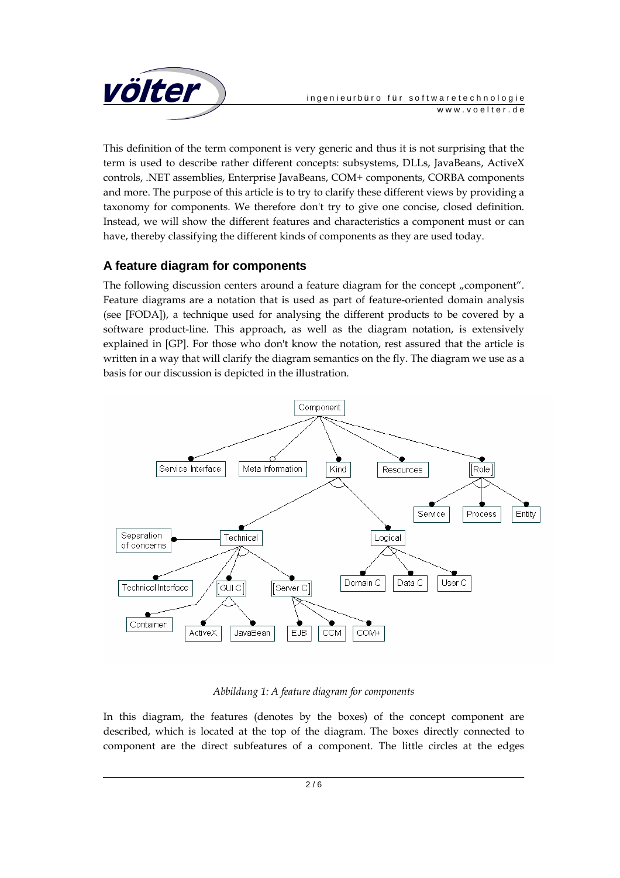This definition of the term component is very generic and thus it is not surprising that the term is used to describe rather different concepts: subsystems, DLLs, JavaBeans, ActiveX controls, .NET assemblies, Enterprise JavaBeans, COM+ components, CORBA components and more. The purpose of this article is to try to clarify these different views by providing a taxonomy for components. We therefore don't try to give one concise, closed definition. Instead, we will show the different features and characteristics a component must or can have, thereby classifying the different kinds of components as they are used today.

## A feature diagram for components

The following discussion centers around a feature diagram for the concept „component". Feature diagrams are a notation that is used as part of feature-oriented domain analysis (see [FODA]), a technique used for analysing the different products to be covered by a software product-line. This approach, as well as the diagram notation, is extensively explained in [GP]. For those who don't know the notation, rest assured that the article is written in a way that will clarify the diagram semantics on the fly. The diagram we use as a basis for our discussion is depicted in the illustration.

*Abbildung 1: A feature diagram for components*

In this diagram, the features (denotes by the boxes) of the concept component are described, which is located at the top of the diagram. The boxes directly connected to component are the direct subfeatures of a component. The little circles at the edges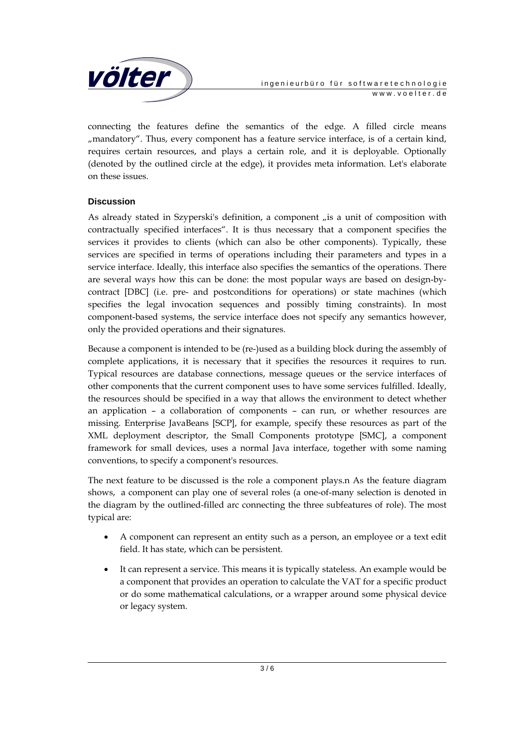connecting the features define the semantics of the edge. A filled circle means „mandatory“. Thus, every component has a feature service interface, is of a certain kind, requires certain resources, and plays a certain role, and it is deployable. Optionally (denoted by the outlined circle at the edge), it provides meta information. Let's elaborate on these issues.

### Discussion

As already stated in Szyperski's definition, a component „is a unit of composition with contractually specified interfaces“. It is thus necessary that a component specifies the services it provides to clients (which can also be other components). Typically, these services are specified in terms of operations including their parameters and types in a service interface. Ideally, this interface also specifies the semantics of the operations. There are several ways how this can be done: the most popular ways are based on design-by-contract [DBC] (i.e. pre- and postconditions for operations) or state machines (which specifies the legal invocation sequences and possibly timing constraints). In most component-based systems, the service interface does not specify any semantics however, only the provided operations and their signatures.

Because a component is intended to be (re-)used as a building block during the assembly of complete applications, it is necessary that it specifies the resources it requires to run. Typical resources are database connections, message queues or the service interfaces of other components that the current component uses to have some services fulfilled. Ideally, the resources should be specified in a way that allows the environment to detect whether an application – a collaboration of components – can run, or whether resources are missing. Enterprise JavaBeans [SCP], for example, specify these resources as part of the XML deployment descriptor, the Small Components prototype [SMC], a component framework for small devices, uses a normal Java interface, together with some naming conventions, to specify a component's resources.

The next feature to be discussed is the role a component plays.n As the feature diagram shows, a component can play one of several roles (a one-of-many selection is denoted in the diagram by the outlined-filled arc connecting the three subfeatures of role). The most typical are:

- A component can represent an entity such as a person, an employee or a text edit field. It has state, which can be persistent.
- It can represent a service. This means it is typically stateless. An example would be a component that provides an operation to calculate the VAT for a specific product or do some mathematical calculations, or a wrapper around some physical device or legacy system.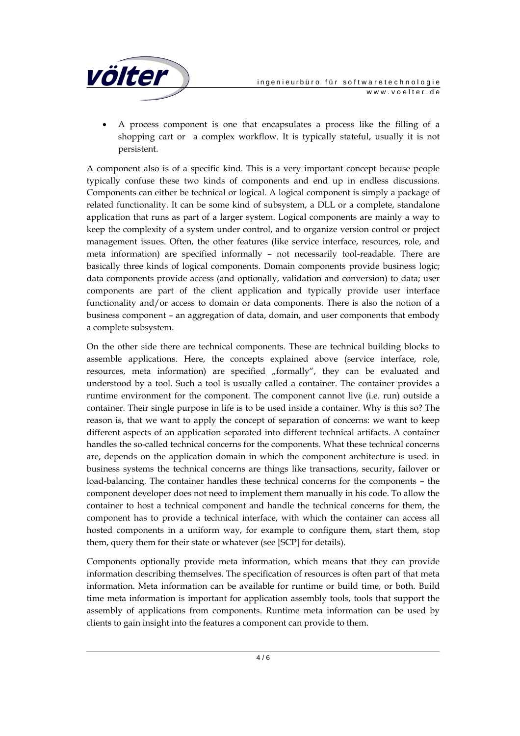- A process component is one that encapsulates a process like the filling of a shopping cart or  a complex workflow. It is typically stateful, usually it is not persistent.

A component also is of a specific kind. This is a very important concept because people typically confuse these two kinds of components and end up in endless discussions. Components can either be technical or logical. A logical component is simply a package of related functionality. It can be some kind of subsystem, a DLL or a complete, standalone application that runs as part of a larger system. Logical components are mainly a way to keep the complexity of a system under control, and to organize version control or project management issues. Often, the other features (like service interface, resources, role, and meta information) are specified informally – not necessarily tool-readable. There are basically three kinds of logical components. Domain components provide business logic; data components provide access (and optionally, validation and conversion) to data; user components are part of the client application and typically provide user interface functionality and/or access to domain or data components. There is also the notion of a business component – an aggregation of data, domain, and user components that embody a complete subsystem.

On the other side there are technical components. These are technical building blocks to assemble applications. Here, the concepts explained above (service interface, role, resources, meta information) are specified „formally", they can be evaluated and understood by a tool. Such a tool is usually called a container. The container provides a runtime environment for the component. The component cannot live (i.e. run) outside a container. Their single purpose in life is to be used inside a container. Why is this so? The reason is, that we want to apply the concept of separation of concerns: we want to keep different aspects of an application separated into different technical artifacts. A container handles the so-called technical concerns for the components. What these technical concerns are, depends on the application domain in which the component architecture is used. in business systems the technical concerns are things like transactions, security, failover or load-balancing. The container handles these technical concerns for the components – the component developer does not need to implement them manually in his code. To allow the container to host a technical component and handle the technical concerns for them, the component has to provide a technical interface, with which the container can access all hosted components in a uniform way, for example to configure them, start them, stop them, query them for their state or whatever (see [SCP] for details).

Components optionally provide meta information, which means that they can provide information describing themselves. The specification of resources is often part of that meta information. Meta information can be available for runtime or build time, or both. Build time meta information is important for application assembly tools, tools that support the assembly of applications from components. Runtime meta information can be used by clients to gain insight into the features a component can provide to them.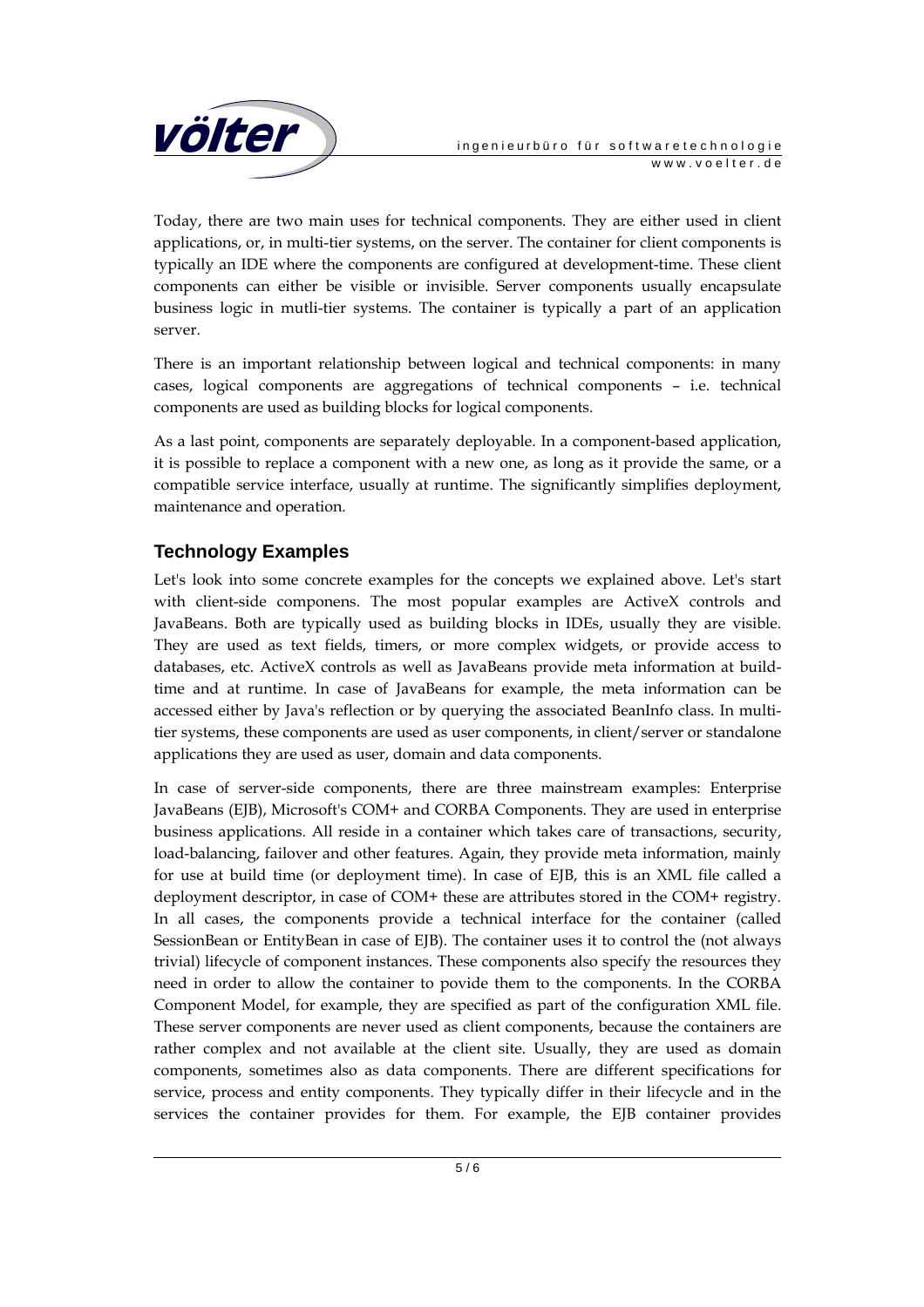Today, there are two main uses for technical components. They are either used in client applications, or, in multi-tier systems, on the server. The container for client components is typically an IDE where the components are configured at development-time. These client components can either be visible or invisible. Server components usually encapsulate business logic in mutli-tier systems. The container is typically a part of an application server.

There is an important relationship between logical and technical components: in many cases, logical components are aggregations of technical components – i.e. technical components are used as building blocks for logical components.

As a last point, components are separately deployable. In a component-based application, it is possible to replace a component with a new one, as long as it provide the same, or a compatible service interface, usually at runtime. The significantly simplifies deployment, maintenance and operation.

## Technology Examples

Let's look into some concrete examples for the concepts we explained above. Let's start with client-side componens. The most popular examples are ActiveX controls and JavaBeans. Both are typically used as building blocks in IDEs, usually they are visible. They are used as text fields, timers, or more complex widgets, or provide access to databases, etc. ActiveX controls as well as JavaBeans provide meta information at build-time and at runtime. In case of JavaBeans for example, the meta information can be accessed either by Java's reflection or by querying the associated BeanInfo class. In multi-tier systems, these components are used as user components, in client/server or standalone applications they are used as user, domain and data components.

In case of server-side components, there are three mainstream examples: Enterprise JavaBeans (EJB), Microsoft's COM+ and CORBA Components. They are used in enterprise business applications. All reside in a container which takes care of transactions, security, load-balancing, failover and other features. Again, they provide meta information, mainly for use at build time (or deployment time). In case of EJB, this is an XML file called a deployment descriptor, in case of COM+ these are attributes stored in the COM+ registry. In all cases, the components provide a technical interface for the container (called SessionBean or EntityBean in case of EJB). The container uses it to control the (not always trivial) lifecycle of component instances. These components also specify the resources they need in order to allow the container to povide them to the components. In the CORBA Component Model, for example, they are specified as part of the configuration XML file. These server components are never used as client components, because the containers are rather complex and not available at the client site. Usually, they are used as domain components, sometimes also as data components. There are different specifications for service, process and entity components. They typically differ in their lifecycle and in the services the container provides for them. For example, the EJB container provides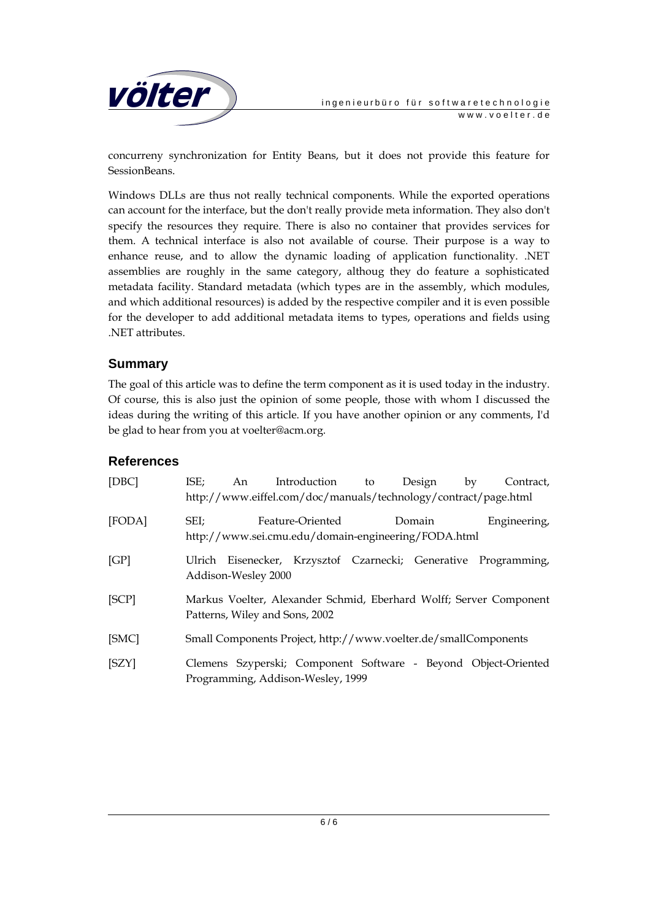concurreny synchronization for Entity Beans, but it does not provide this feature for SessionBeans.

Windows DLLs are thus not really technical components. While the exported operations can account for the interface, but the don't really provide meta information. They also don't specify the resources they require. There is also no container that provides services for them. A technical interface is also not available of course. Their purpose is a way to enhance reuse, and to allow the dynamic loading of application functionality. .NET assemblies are roughly in the same category, althoug they do feature a sophisticated metadata facility. Standard metadata (which types are in the assembly, which modules, and which additional resources) is added by the respective compiler and it is even possible for the developer to add additional metadata items to types, operations and fields using .NET attributes.

## Summary

The goal of this article was to define the term component as it is used today in the industry. Of course, this is also just the opinion of some people, those with whom I discussed the ideas during the writing of this article. If you have another opinion or any comments, I'd be glad to hear from you at voelter@acm.org.

## References

| | |
|---|---|
| [DBC] | ISE; An Introduction to Design by Contract, http://www.eiffel.com/doc/manuals/technology/contract/page.html |
| [FODA] | SEI; Feature-Oriented Domain Engineering, http://www.sei.cmu.edu/domain-engineering/FODA.html |
| [GP] | Ulrich Eisenecker, Krzysztof Czarnecki; Generative Programming, Addison-Wesley 2000 |
| [SCP] | Markus Voelter, Alexander Schmid, Eberhard Wolff; Server Component Patterns, Wiley and Sons, 2002 |
| [SMC] | Small Components Project, http://www.voelter.de/smallComponents |
| [SZY] | Clemens Szyperski; Component Software - Beyond Object-Oriented Programming, Addison-Wesley, 1999 |